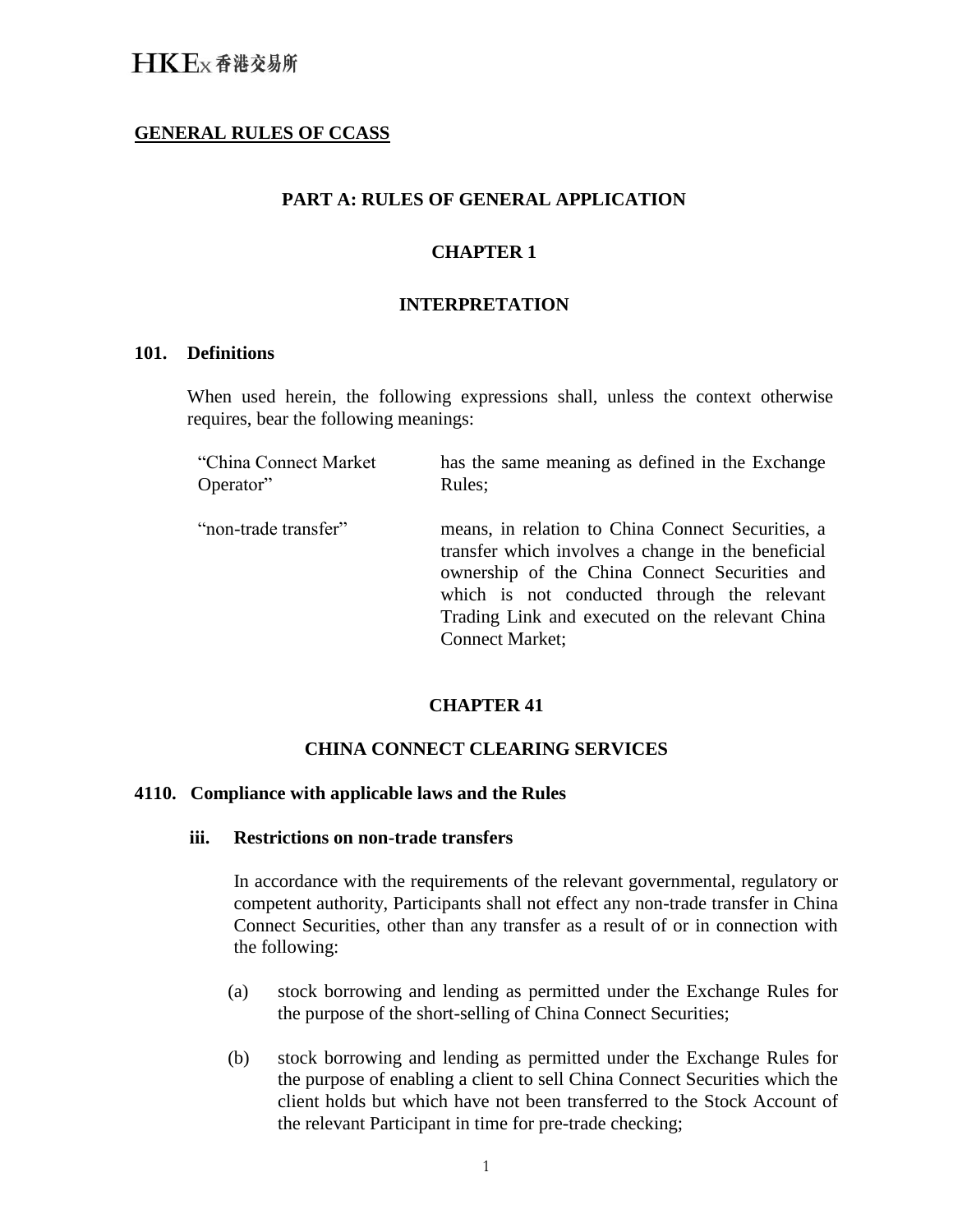# GENERAL RULES OF CCASS

## PART A: RULES OF GENERAL APPLICATION

## CHAPTER 1

## INTERPRETATION

### 101. Definitions

When used herein, the following expressions shall, unless the context otherwise requires, bear the following meanings:

| | |
|---|---|
| "China Connect Market Operator" | has the same meaning as defined in the Exchange Rules; |
| "non-trade transfer" | means, in relation to China Connect Securities, a transfer which involves a change in the beneficial ownership of the China Connect Securities and which is not conducted through the relevant Trading Link and executed on the relevant China Connect Market; |

## CHAPTER 41

## CHINA CONNECT CLEARING SERVICES

### 4110. Compliance with applicable laws and the Rules

#### iii. Restrictions on non-trade transfers

In accordance with the requirements of the relevant governmental, regulatory or competent authority, Participants shall not effect any non-trade transfer in China Connect Securities, other than any transfer as a result of or in connection with the following:

(a) stock borrowing and lending as permitted under the Exchange Rules for the purpose of the short-selling of China Connect Securities;

(b) stock borrowing and lending as permitted under the Exchange Rules for the purpose of enabling a client to sell China Connect Securities which the client holds but which have not been transferred to the Stock Account of the relevant Participant in time for pre-trade checking;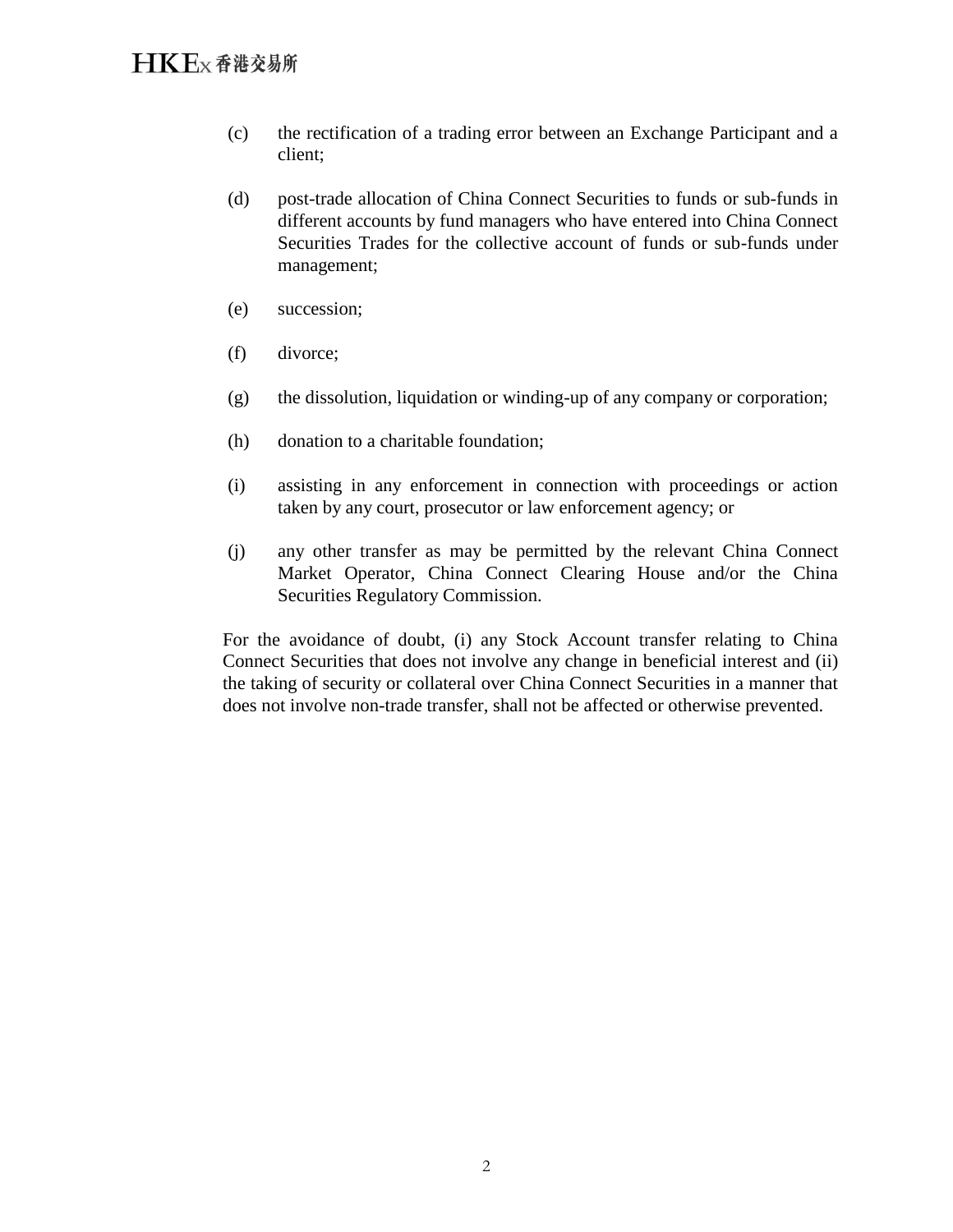(c) the rectification of a trading error between an Exchange Participant and a client;

(d) post-trade allocation of China Connect Securities to funds or sub-funds in different accounts by fund managers who have entered into China Connect Securities Trades for the collective account of funds or sub-funds under management;

(e) succession;

(f) divorce;

(g) the dissolution, liquidation or winding-up of any company or corporation;

(h) donation to a charitable foundation;

(i) assisting in any enforcement in connection with proceedings or action taken by any court, prosecutor or law enforcement agency; or

(j) any other transfer as may be permitted by the relevant China Connect Market Operator, China Connect Clearing House and/or the China Securities Regulatory Commission.

For the avoidance of doubt, (i) any Stock Account transfer relating to China Connect Securities that does not involve any change in beneficial interest and (ii) the taking of security or collateral over China Connect Securities in a manner that does not involve non-trade transfer, shall not be affected or otherwise prevented.